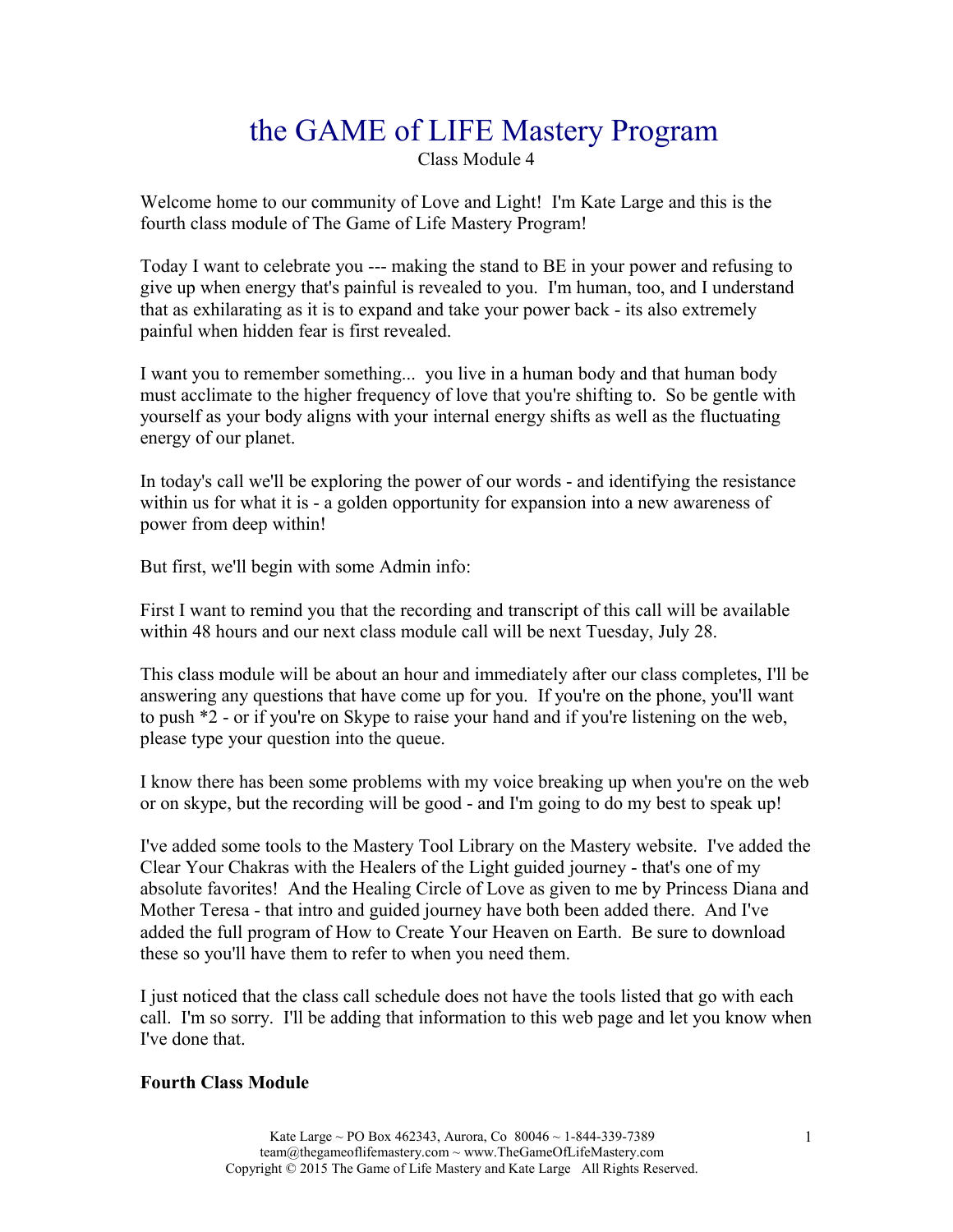# the GAME of LIFE Mastery Program

Class Module 4

Welcome home to our community of Love and Light! I'm Kate Large and this is the fourth class module of The Game of Life Mastery Program!

Today I want to celebrate you --- making the stand to BE in your power and refusing to give up when energy that's painful is revealed to you. I'm human, too, and I understand that as exhilarating as it is to expand and take your power back - its also extremely painful when hidden fear is first revealed.

I want you to remember something... you live in a human body and that human body must acclimate to the higher frequency of love that you're shifting to. So be gentle with yourself as your body aligns with your internal energy shifts as well as the fluctuating energy of our planet.

In today's call we'll be exploring the power of our words - and identifying the resistance within us for what it is - a golden opportunity for expansion into a new awareness of power from deep within!

But first, we'll begin with some Admin info:

First I want to remind you that the recording and transcript of this call will be available within 48 hours and our next class module call will be next Tuesday, July 28.

This class module will be about an hour and immediately after our class completes, I'll be answering any questions that have come up for you. If you're on the phone, you'll want to push *2 - or if you're on Skype to raise your hand and if you're listening on the web, please type your question into the queue.

I know there has been some problems with my voice breaking up when you're on the web or on skype, but the recording will be good - and I'm going to do my best to speak up!

I've added some tools to the Mastery Tool Library on the Mastery website. I've added the Clear Your Chakras with the Healers of the Light guided journey - that's one of my absolute favorites! And the Healing Circle of Love as given to me by Princess Diana and Mother Teresa - that intro and guided journey have both been added there. And I've added the full program of How to Create Your Heaven on Earth. Be sure to download these so you'll have them to refer to when you need them.

I just noticed that the class call schedule does not have the tools listed that go with each call. I'm so sorry. I'll be adding that information to this web page and let you know when I've done that.

**Fourth Class Module**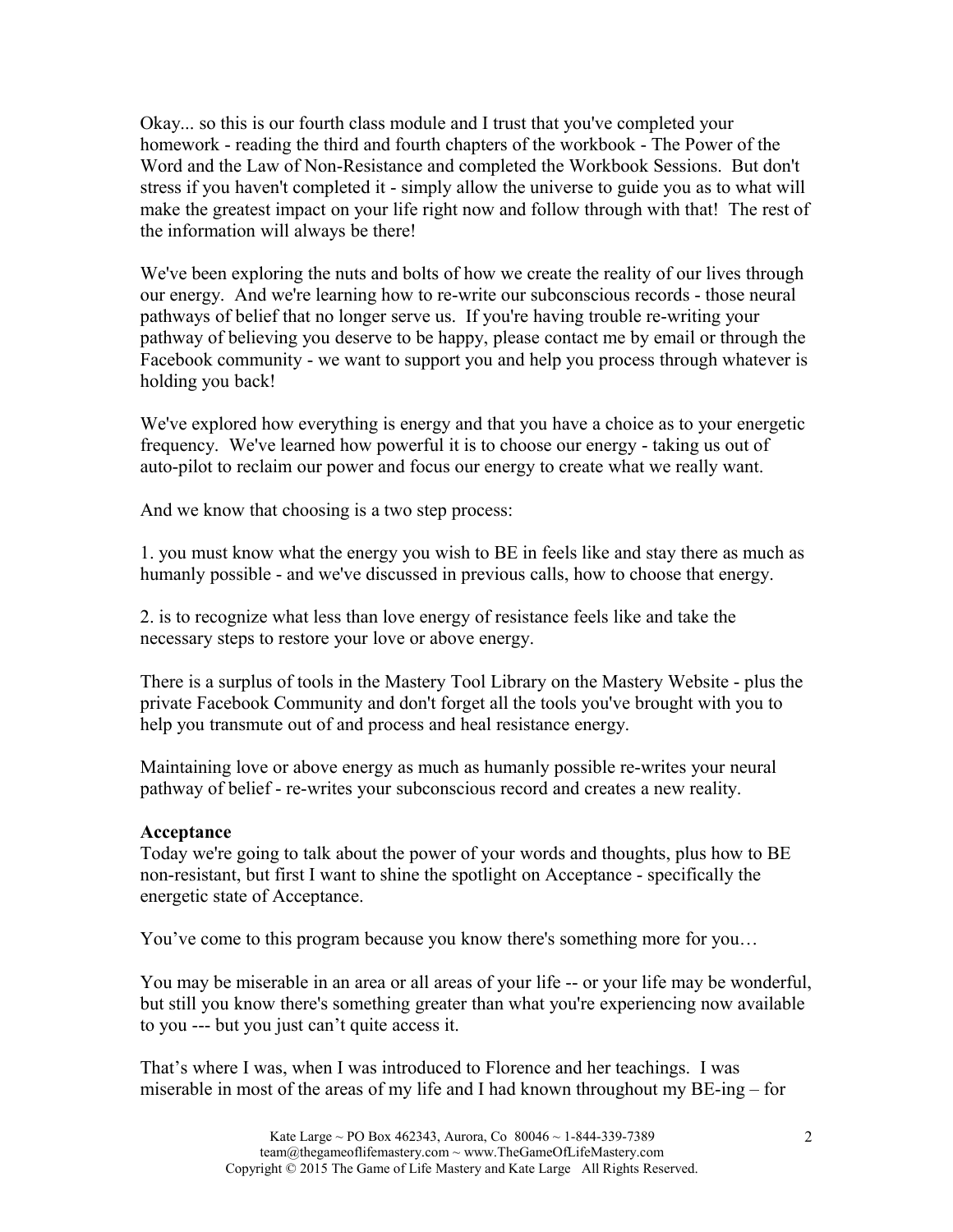Okay... so this is our fourth class module and I trust that you've completed your homework - reading the third and fourth chapters of the workbook - The Power of the Word and the Law of Non-Resistance and completed the Workbook Sessions. But don't stress if you haven't completed it - simply allow the universe to guide you as to what will make the greatest impact on your life right now and follow through with that! The rest of the information will always be there!

We've been exploring the nuts and bolts of how we create the reality of our lives through our energy. And we're learning how to re-write our subconscious records - those neural pathways of belief that no longer serve us. If you're having trouble re-writing your pathway of believing you deserve to be happy, please contact me by email or through the Facebook community - we want to support you and help you process through whatever is holding you back!

We've explored how everything is energy and that you have a choice as to your energetic frequency. We've learned how powerful it is to choose our energy - taking us out of auto-pilot to reclaim our power and focus our energy to create what we really want.

And we know that choosing is a two step process:

1. you must know what the energy you wish to BE in feels like and stay there as much as humanly possible - and we've discussed in previous calls, how to choose that energy.

2. is to recognize what less than love energy of resistance feels like and take the necessary steps to restore your love or above energy.

There is a surplus of tools in the Mastery Tool Library on the Mastery Website - plus the private Facebook Community and don't forget all the tools you've brought with you to help you transmute out of and process and heal resistance energy.

Maintaining love or above energy as much as humanly possible re-writes your neural pathway of belief - re-writes your subconscious record and creates a new reality.

**Acceptance**

Today we're going to talk about the power of your words and thoughts, plus how to BE non-resistant, but first I want to shine the spotlight on Acceptance - specifically the energetic state of Acceptance.

You've come to this program because you know there's something more for you…

You may be miserable in an area or all areas of your life -- or your life may be wonderful, but still you know there's something greater than what you're experiencing now available to you --- but you just can't quite access it.

That's where I was, when I was introduced to Florence and her teachings. I was miserable in most of the areas of my life and I had known throughout my BE-ing – for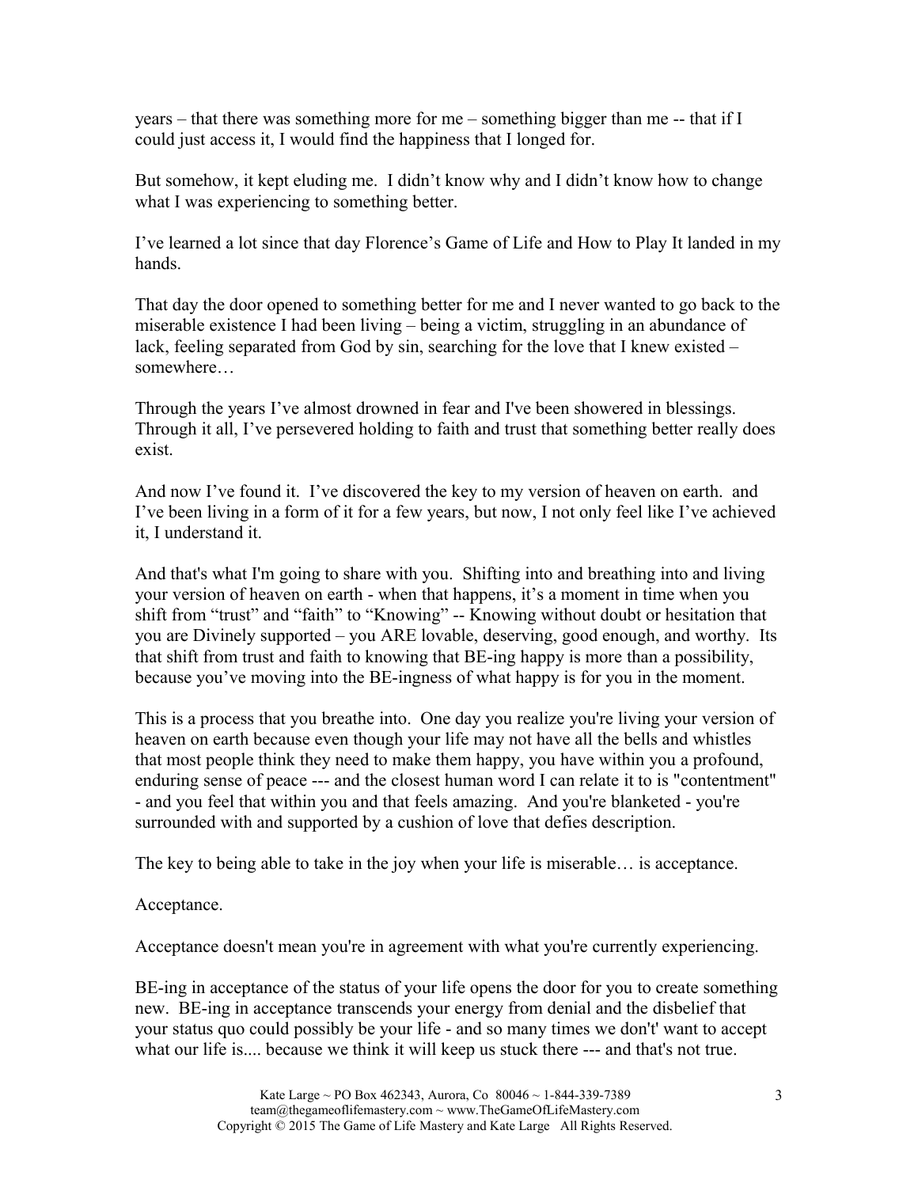years – that there was something more for me – something bigger than me -- that if I could just access it, I would find the happiness that I longed for.

But somehow, it kept eluding me. I didn't know why and I didn't know how to change what I was experiencing to something better.

I've learned a lot since that day Florence's Game of Life and How to Play It landed in my hands.

That day the door opened to something better for me and I never wanted to go back to the miserable existence I had been living – being a victim, struggling in an abundance of lack, feeling separated from God by sin, searching for the love that I knew existed – somewhere…

Through the years I've almost drowned in fear and I've been showered in blessings. Through it all, I've persevered holding to faith and trust that something better really does exist.

And now I've found it. I've discovered the key to my version of heaven on earth. and I've been living in a form of it for a few years, but now, I not only feel like I've achieved it, I understand it.

And that's what I'm going to share with you. Shifting into and breathing into and living your version of heaven on earth - when that happens, it's a moment in time when you shift from "trust" and "faith" to "Knowing" -- Knowing without doubt or hesitation that you are Divinely supported – you ARE lovable, deserving, good enough, and worthy. Its that shift from trust and faith to knowing that BE-ing happy is more than a possibility, because you've moving into the BE-ingness of what happy is for you in the moment.

This is a process that you breathe into. One day you realize you're living your version of heaven on earth because even though your life may not have all the bells and whistles that most people think they need to make them happy, you have within you a profound, enduring sense of peace --- and the closest human word I can relate it to is "contentment" - and you feel that within you and that feels amazing. And you're blanketed - you're surrounded with and supported by a cushion of love that defies description.

The key to being able to take in the joy when your life is miserable… is acceptance.

Acceptance.

Acceptance doesn't mean you're in agreement with what you're currently experiencing.

BE-ing in acceptance of the status of your life opens the door for you to create something new. BE-ing in acceptance transcends your energy from denial and the disbelief that your status quo could possibly be your life - and so many times we don't' want to accept what our life is.... because we think it will keep us stuck there --- and that's not true.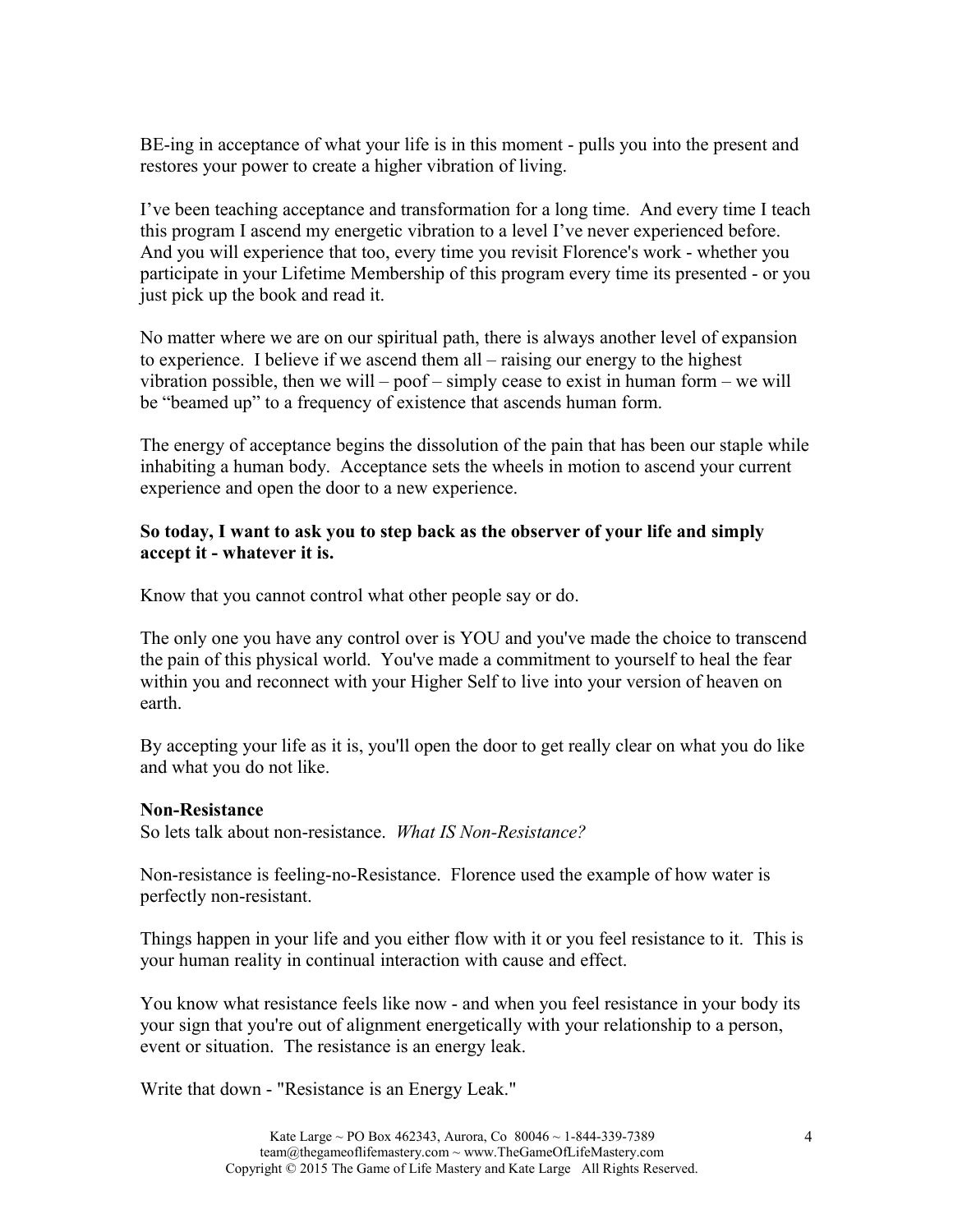BE-ing in acceptance of what your life is in this moment - pulls you into the present and restores your power to create a higher vibration of living.

I've been teaching acceptance and transformation for a long time. And every time I teach this program I ascend my energetic vibration to a level I've never experienced before. And you will experience that too, every time you revisit Florence's work - whether you participate in your Lifetime Membership of this program every time its presented - or you just pick up the book and read it.

No matter where we are on our spiritual path, there is always another level of expansion to experience. I believe if we ascend them all – raising our energy to the highest vibration possible, then we will – poof – simply cease to exist in human form – we will be "beamed up" to a frequency of existence that ascends human form.

The energy of acceptance begins the dissolution of the pain that has been our staple while inhabiting a human body. Acceptance sets the wheels in motion to ascend your current experience and open the door to a new experience.

**So today, I want to ask you to step back as the observer of your life and simply accept it - whatever it is.**

Know that you cannot control what other people say or do.

The only one you have any control over is YOU and you've made the choice to transcend the pain of this physical world. You've made a commitment to yourself to heal the fear within you and reconnect with your Higher Self to live into your version of heaven on earth.

By accepting your life as it is, you'll open the door to get really clear on what you do like and what you do not like.

**Non-Resistance**

So lets talk about non-resistance. *What IS Non-Resistance?*

Non-resistance is feeling-no-Resistance. Florence used the example of how water is perfectly non-resistant.

Things happen in your life and you either flow with it or you feel resistance to it. This is your human reality in continual interaction with cause and effect.

You know what resistance feels like now - and when you feel resistance in your body its your sign that you're out of alignment energetically with your relationship to a person, event or situation. The resistance is an energy leak.

Write that down - "Resistance is an Energy Leak."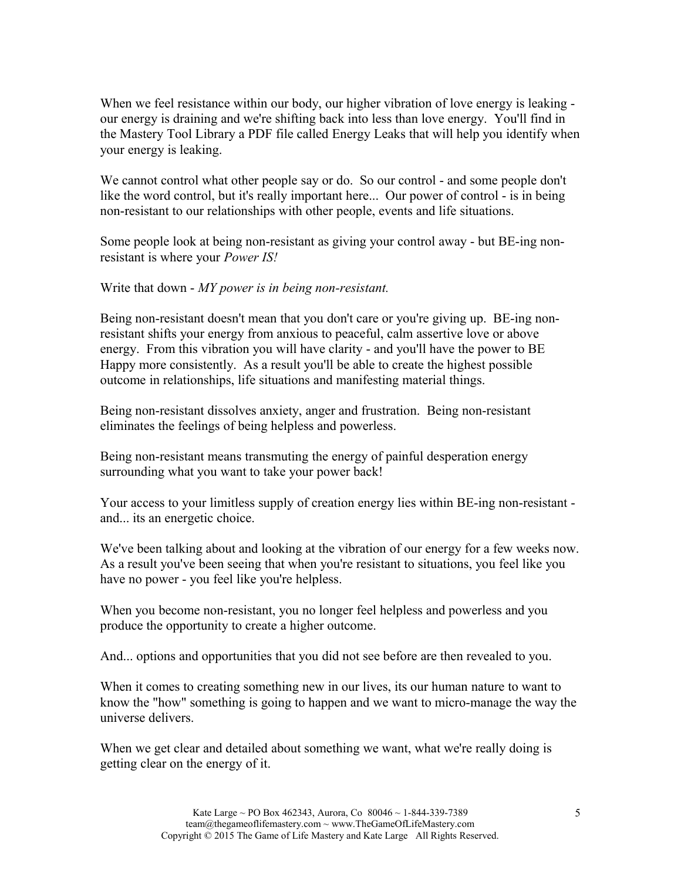When we feel resistance within our body, our higher vibration of love energy is leaking - our energy is draining and we're shifting back into less than love energy. You'll find in the Mastery Tool Library a PDF file called Energy Leaks that will help you identify when your energy is leaking.

We cannot control what other people say or do. So our control - and some people don't like the word control, but it's really important here... Our power of control - is in being non-resistant to our relationships with other people, events and life situations.

Some people look at being non-resistant as giving your control away - but BE-ing non-resistant is where your *Power IS!*

Write that down - *MY power is in being non-resistant.*

Being non-resistant doesn't mean that you don't care or you're giving up. BE-ing non-resistant shifts your energy from anxious to peaceful, calm assertive love or above energy. From this vibration you will have clarity - and you'll have the power to BE Happy more consistently. As a result you'll be able to create the highest possible outcome in relationships, life situations and manifesting material things.

Being non-resistant dissolves anxiety, anger and frustration. Being non-resistant eliminates the feelings of being helpless and powerless.

Being non-resistant means transmuting the energy of painful desperation energy surrounding what you want to take your power back!

Your access to your limitless supply of creation energy lies within BE-ing non-resistant - and... its an energetic choice.

We've been talking about and looking at the vibration of our energy for a few weeks now. As a result you've been seeing that when you're resistant to situations, you feel like you have no power - you feel like you're helpless.

When you become non-resistant, you no longer feel helpless and powerless and you produce the opportunity to create a higher outcome.

And... options and opportunities that you did not see before are then revealed to you.

When it comes to creating something new in our lives, its our human nature to want to know the "how" something is going to happen and we want to micro-manage the way the universe delivers.

When we get clear and detailed about something we want, what we're really doing is getting clear on the energy of it.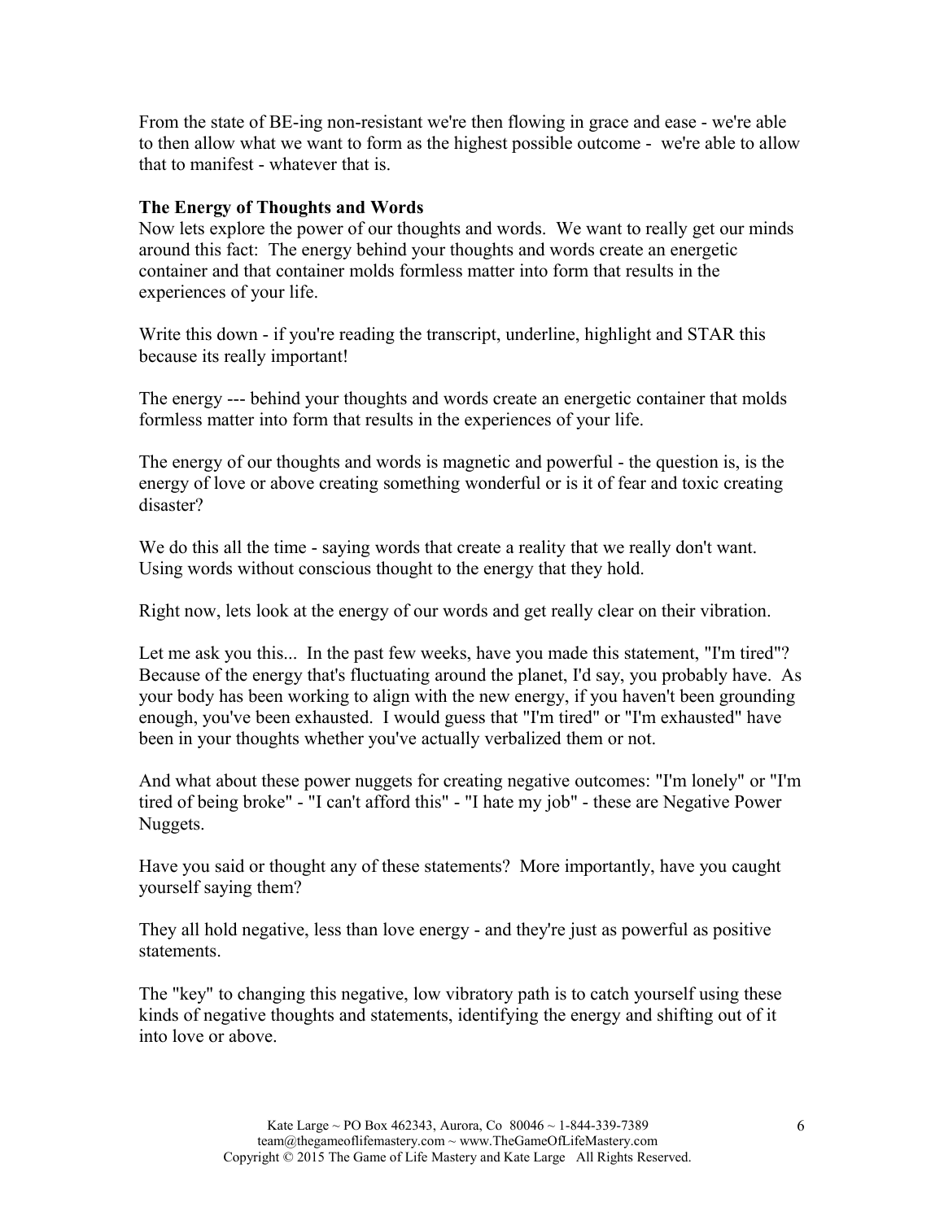From the state of BE-ing non-resistant we're then flowing in grace and ease - we're able to then allow what we want to form as the highest possible outcome - we're able to allow that to manifest - whatever that is.

**The Energy of Thoughts and Words**

Now lets explore the power of our thoughts and words. We want to really get our minds around this fact: The energy behind your thoughts and words create an energetic container and that container molds formless matter into form that results in the experiences of your life.

Write this down - if you're reading the transcript, underline, highlight and STAR this because its really important!

The energy --- behind your thoughts and words create an energetic container that molds formless matter into form that results in the experiences of your life.

The energy of our thoughts and words is magnetic and powerful - the question is, is the energy of love or above creating something wonderful or is it of fear and toxic creating disaster?

We do this all the time - saying words that create a reality that we really don't want. Using words without conscious thought to the energy that they hold.

Right now, lets look at the energy of our words and get really clear on their vibration.

Let me ask you this... In the past few weeks, have you made this statement, "I'm tired"? Because of the energy that's fluctuating around the planet, I'd say, you probably have. As your body has been working to align with the new energy, if you haven't been grounding enough, you've been exhausted. I would guess that "I'm tired" or "I'm exhausted" have been in your thoughts whether you've actually verbalized them or not.

And what about these power nuggets for creating negative outcomes: "I'm lonely" or "I'm tired of being broke" - "I can't afford this" - "I hate my job" - these are Negative Power Nuggets.

Have you said or thought any of these statements? More importantly, have you caught yourself saying them?

They all hold negative, less than love energy - and they're just as powerful as positive statements.

The "key" to changing this negative, low vibratory path is to catch yourself using these kinds of negative thoughts and statements, identifying the energy and shifting out of it into love or above.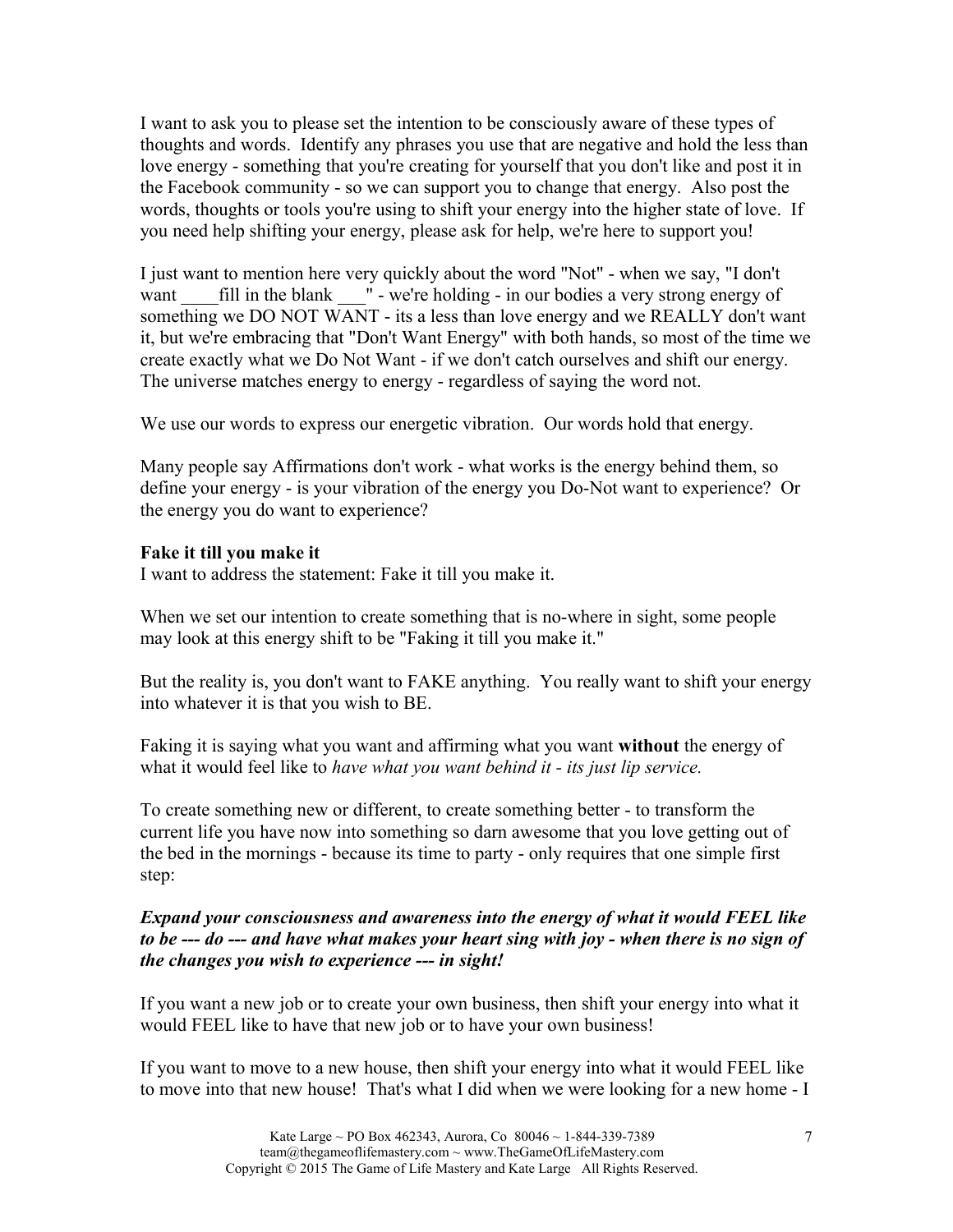I want to ask you to please set the intention to be consciously aware of these types of thoughts and words. Identify any phrases you use that are negative and hold the less than love energy - something that you're creating for yourself that you don't like and post it in the Facebook community - so we can support you to change that energy. Also post the words, thoughts or tools you're using to shift your energy into the higher state of love. If you need help shifting your energy, please ask for help, we're here to support you!

I just want to mention here very quickly about the word "Not" - when we say, "I don't want ____fill in the blank ___" - we're holding - in our bodies a very strong energy of something we DO NOT WANT - its a less than love energy and we REALLY don't want it, but we're embracing that "Don't Want Energy" with both hands, so most of the time we create exactly what we Do Not Want - if we don't catch ourselves and shift our energy. The universe matches energy to energy - regardless of saying the word not.

We use our words to express our energetic vibration. Our words hold that energy.

Many people say Affirmations don't work - what works is the energy behind them, so define your energy - is your vibration of the energy you Do-Not want to experience? Or the energy you do want to experience?

**Fake it till you make it**

I want to address the statement: Fake it till you make it.

When we set our intention to create something that is no-where in sight, some people may look at this energy shift to be "Faking it till you make it."

But the reality is, you don't want to FAKE anything. You really want to shift your energy into whatever it is that you wish to BE.

Faking it is saying what you want and affirming what you want **without** the energy of what it would feel like to *have what you want behind it - its just lip service.*

To create something new or different, to create something better - to transform the current life you have now into something so darn awesome that you love getting out of the bed in the mornings - because its time to party - only requires that one simple first step:

***Expand your consciousness and awareness into the energy of what it would FEEL like to be --- do --- and have what makes your heart sing with joy - when there is no sign of the changes you wish to experience --- in sight!***

If you want a new job or to create your own business, then shift your energy into what it would FEEL like to have that new job or to have your own business!

If you want to move to a new house, then shift your energy into what it would FEEL like to move into that new house! That's what I did when we were looking for a new home - I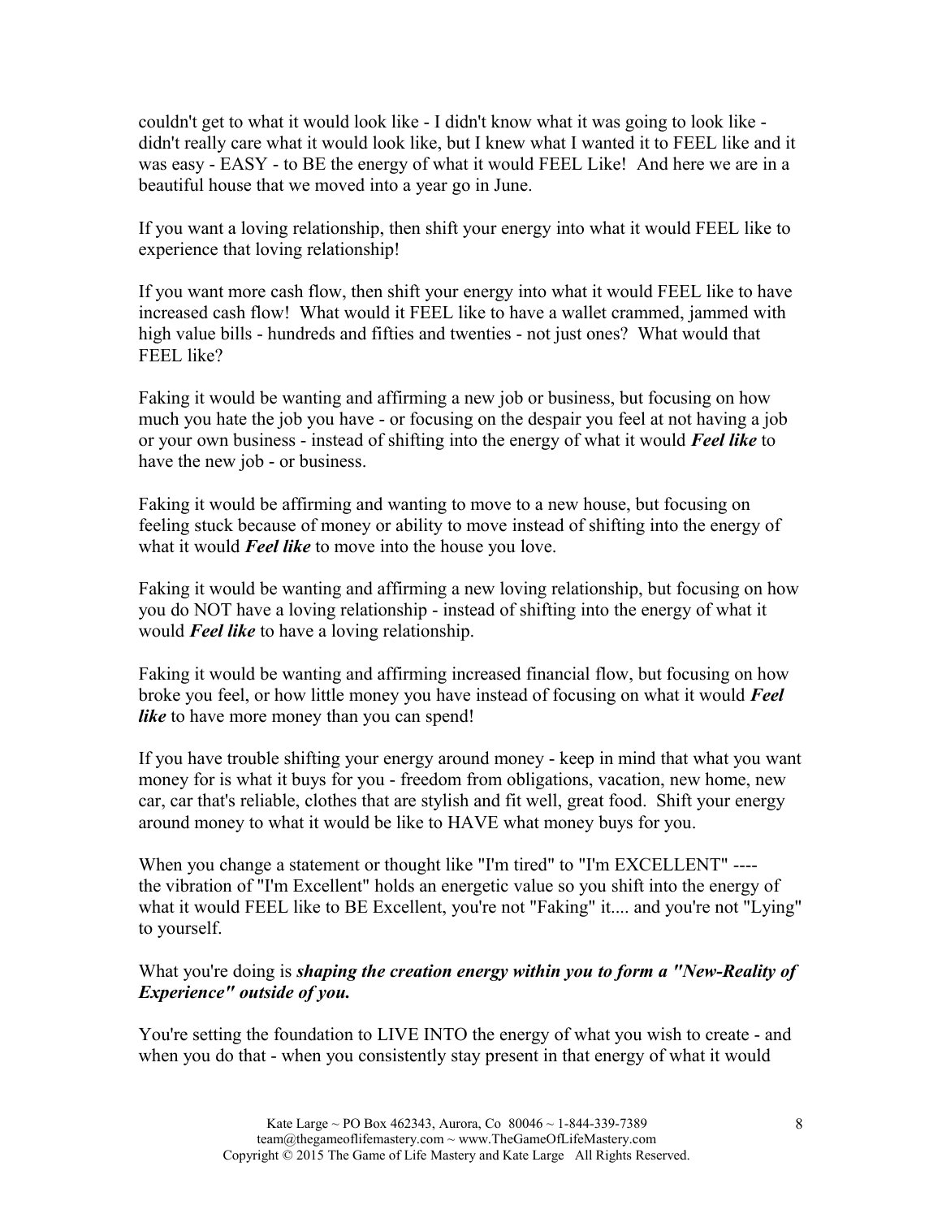couldn't get to what it would look like - I didn't know what it was going to look like - didn't really care what it would look like, but I knew what I wanted it to FEEL like and it was easy - EASY - to BE the energy of what it would FEEL Like! And here we are in a beautiful house that we moved into a year go in June.

If you want a loving relationship, then shift your energy into what it would FEEL like to experience that loving relationship!

If you want more cash flow, then shift your energy into what it would FEEL like to have increased cash flow! What would it FEEL like to have a wallet crammed, jammed with high value bills - hundreds and fifties and twenties - not just ones? What would that FEEL like?

Faking it would be wanting and affirming a new job or business, but focusing on how much you hate the job you have - or focusing on the despair you feel at not having a job or your own business - instead of shifting into the energy of what it would ***Feel like*** to have the new job - or business.

Faking it would be affirming and wanting to move to a new house, but focusing on feeling stuck because of money or ability to move instead of shifting into the energy of what it would ***Feel like*** to move into the house you love.

Faking it would be wanting and affirming a new loving relationship, but focusing on how you do NOT have a loving relationship - instead of shifting into the energy of what it would ***Feel like*** to have a loving relationship.

Faking it would be wanting and affirming increased financial flow, but focusing on how broke you feel, or how little money you have instead of focusing on what it would ***Feel like*** to have more money than you can spend!

If you have trouble shifting your energy around money - keep in mind that what you want money for is what it buys for you - freedom from obligations, vacation, new home, new car, car that's reliable, clothes that are stylish and fit well, great food. Shift your energy around money to what it would be like to HAVE what money buys for you.

When you change a statement or thought like "I'm tired" to "I'm EXCELLENT" ---- the vibration of "I'm Excellent" holds an energetic value so you shift into the energy of what it would FEEL like to BE Excellent, you're not "Faking" it.... and you're not "Lying" to yourself.

What you're doing is ***shaping the creation energy within you to form a "New-Reality of Experience" outside of you.***

You're setting the foundation to LIVE INTO the energy of what you wish to create - and when you do that - when you consistently stay present in that energy of what it would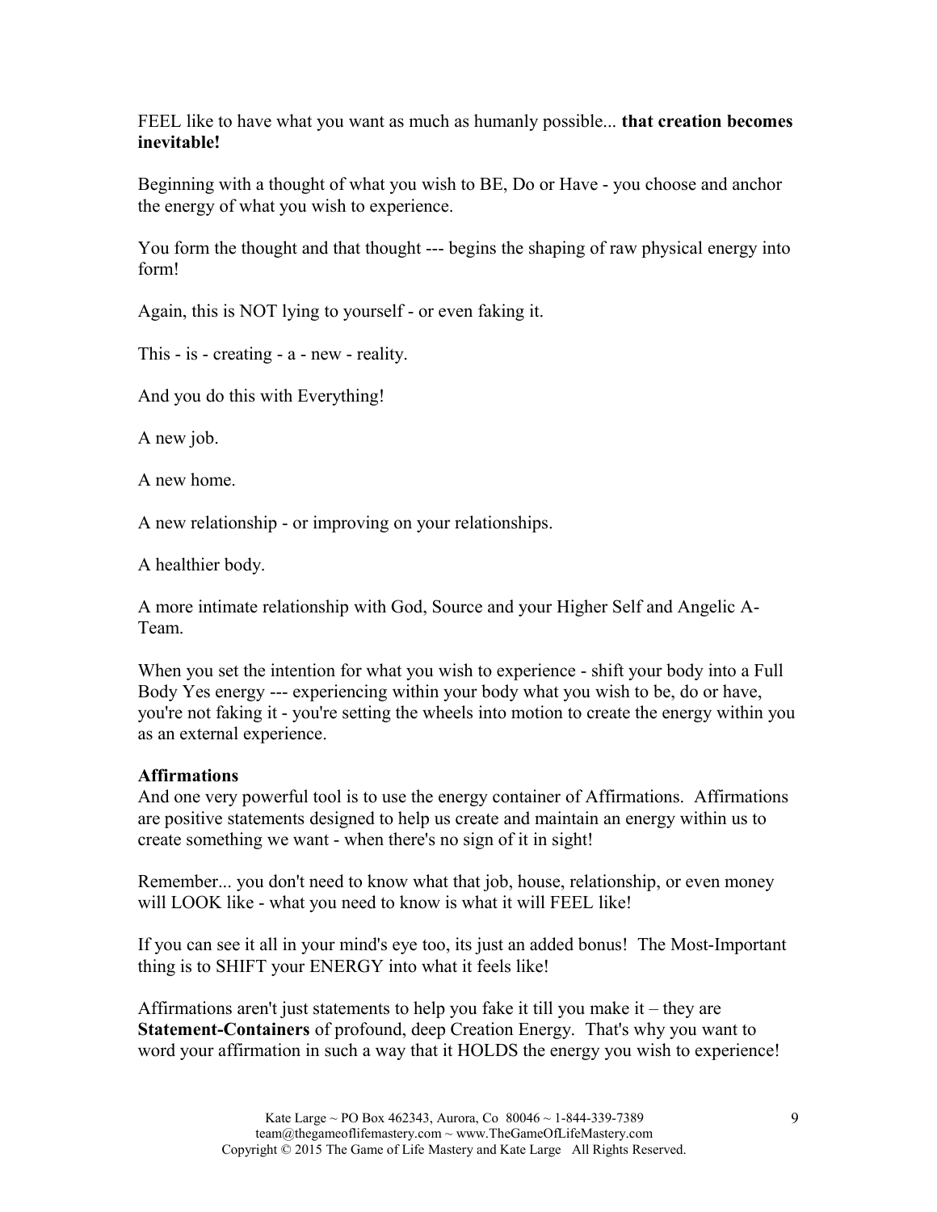FEEL like to have what you want as much as humanly possible... **that creation becomes inevitable!**

Beginning with a thought of what you wish to BE, Do or Have - you choose and anchor the energy of what you wish to experience.

You form the thought and that thought --- begins the shaping of raw physical energy into form!

Again, this is NOT lying to yourself - or even faking it.

This - is - creating - a - new - reality.

And you do this with Everything!

A new job.

A new home.

A new relationship - or improving on your relationships.

A healthier body.

A more intimate relationship with God, Source and your Higher Self and Angelic A-Team.

When you set the intention for what you wish to experience - shift your body into a Full Body Yes energy --- experiencing within your body what you wish to be, do or have, you're not faking it - you're setting the wheels into motion to create the energy within you as an external experience.

**Affirmations**

And one very powerful tool is to use the energy container of Affirmations. Affirmations are positive statements designed to help us create and maintain an energy within us to create something we want - when there's no sign of it in sight!

Remember... you don't need to know what that job, house, relationship, or even money will LOOK like - what you need to know is what it will FEEL like!

If you can see it all in your mind's eye too, its just an added bonus! The Most-Important thing is to SHIFT your ENERGY into what it feels like!

Affirmations aren't just statements to help you fake it till you make it – they are **Statement-Containers** of profound, deep Creation Energy. That's why you want to word your affirmation in such a way that it HOLDS the energy you wish to experience!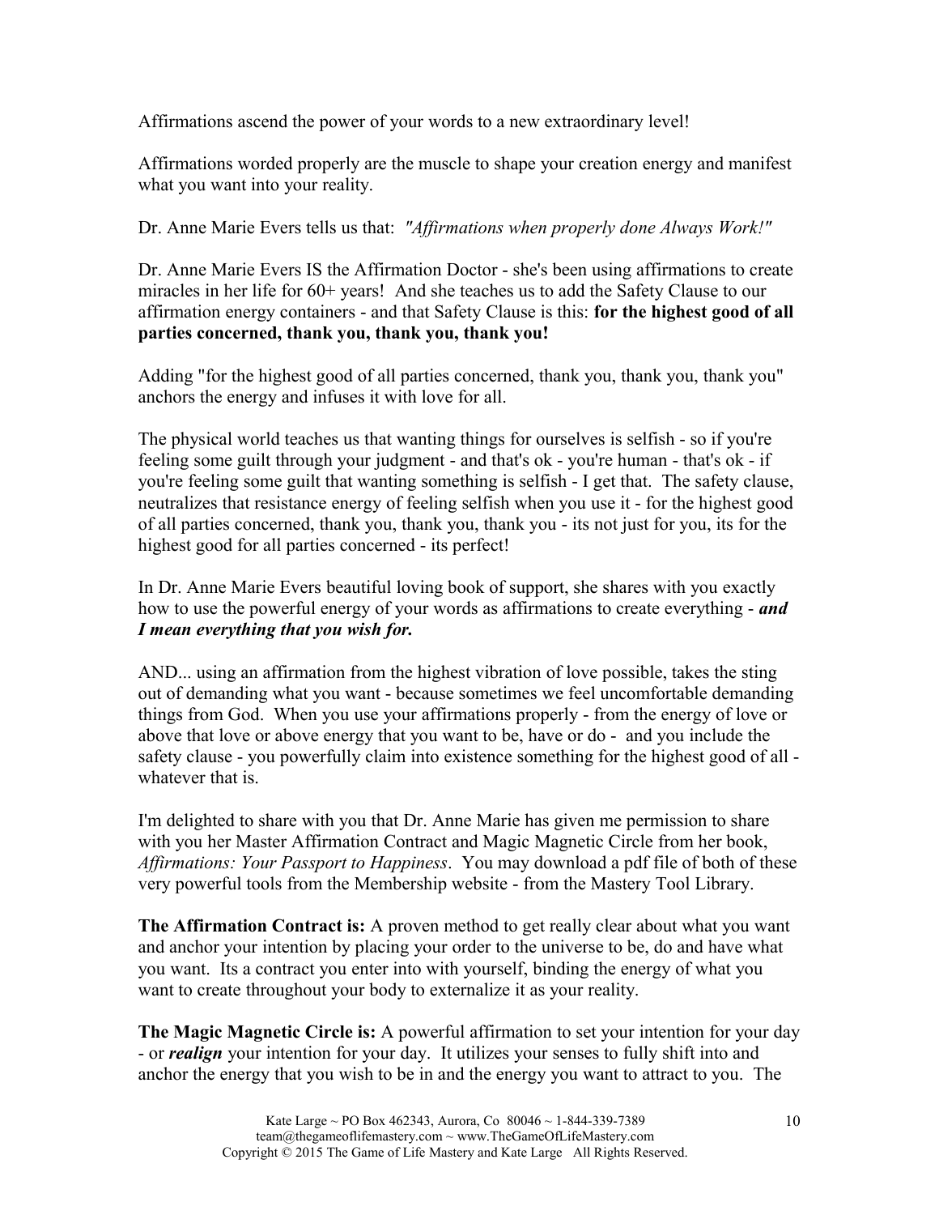Affirmations ascend the power of your words to a new extraordinary level!

Affirmations worded properly are the muscle to shape your creation energy and manifest what you want into your reality.

Dr. Anne Marie Evers tells us that: *"Affirmations when properly done Always Work!"*

Dr. Anne Marie Evers IS the Affirmation Doctor - she's been using affirmations to create miracles in her life for 60+ years! And she teaches us to add the Safety Clause to our affirmation energy containers - and that Safety Clause is this: **for the highest good of all parties concerned, thank you, thank you, thank you!**

Adding "for the highest good of all parties concerned, thank you, thank you, thank you" anchors the energy and infuses it with love for all.

The physical world teaches us that wanting things for ourselves is selfish - so if you're feeling some guilt through your judgment - and that's ok - you're human - that's ok - if you're feeling some guilt that wanting something is selfish - I get that. The safety clause, neutralizes that resistance energy of feeling selfish when you use it - for the highest good of all parties concerned, thank you, thank you, thank you - its not just for you, its for the highest good for all parties concerned - its perfect!

In Dr. Anne Marie Evers beautiful loving book of support, she shares with you exactly how to use the powerful energy of your words as affirmations to create everything - ***and I mean everything that you wish for.***

AND... using an affirmation from the highest vibration of love possible, takes the sting out of demanding what you want - because sometimes we feel uncomfortable demanding things from God. When you use your affirmations properly - from the energy of love or above that love or above energy that you want to be, have or do - and you include the safety clause - you powerfully claim into existence something for the highest good of all - whatever that is.

I'm delighted to share with you that Dr. Anne Marie has given me permission to share with you her Master Affirmation Contract and Magic Magnetic Circle from her book, *Affirmations: Your Passport to Happiness*. You may download a pdf file of both of these very powerful tools from the Membership website - from the Mastery Tool Library.

**The Affirmation Contract is:** A proven method to get really clear about what you want and anchor your intention by placing your order to the universe to be, do and have what you want. Its a contract you enter into with yourself, binding the energy of what you want to create throughout your body to externalize it as your reality.

**The Magic Magnetic Circle is:** A powerful affirmation to set your intention for your day - or ***realign*** your intention for your day. It utilizes your senses to fully shift into and anchor the energy that you wish to be in and the energy you want to attract to you. The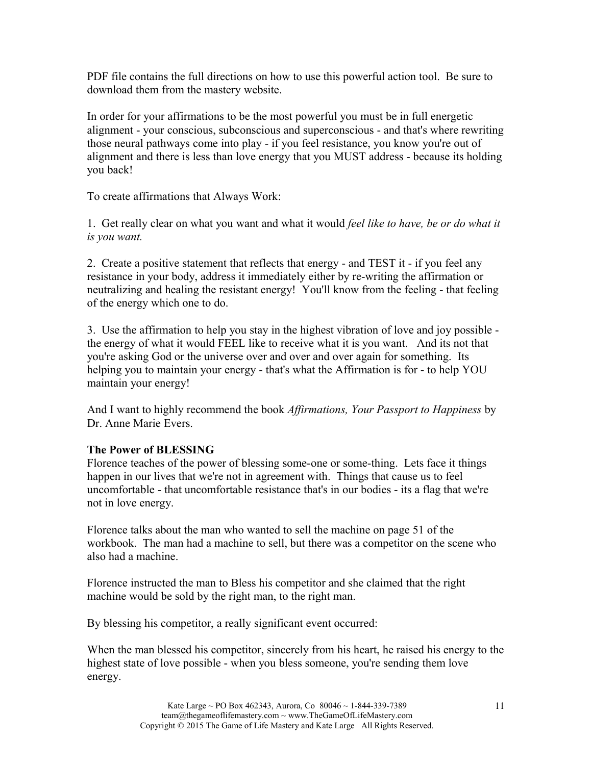PDF file contains the full directions on how to use this powerful action tool. Be sure to download them from the mastery website.

In order for your affirmations to be the most powerful you must be in full energetic alignment - your conscious, subconscious and superconscious - and that's where rewriting those neural pathways come into play - if you feel resistance, you know you're out of alignment and there is less than love energy that you MUST address - because its holding you back!

To create affirmations that Always Work:

1. Get really clear on what you want and what it would *feel like to have, be or do what it is you want.*

2. Create a positive statement that reflects that energy - and TEST it - if you feel any resistance in your body, address it immediately either by re-writing the affirmation or neutralizing and healing the resistant energy! You'll know from the feeling - that feeling of the energy which one to do.

3. Use the affirmation to help you stay in the highest vibration of love and joy possible - the energy of what it would FEEL like to receive what it is you want. And its not that you're asking God or the universe over and over and over again for something. Its helping you to maintain your energy - that's what the Affirmation is for - to help YOU maintain your energy!

And I want to highly recommend the book *Affirmations, Your Passport to Happiness* by Dr. Anne Marie Evers.

**The Power of BLESSING**

Florence teaches of the power of blessing some-one or some-thing. Lets face it things happen in our lives that we're not in agreement with. Things that cause us to feel uncomfortable - that uncomfortable resistance that's in our bodies - its a flag that we're not in love energy.

Florence talks about the man who wanted to sell the machine on page 51 of the workbook. The man had a machine to sell, but there was a competitor on the scene who also had a machine.

Florence instructed the man to Bless his competitor and she claimed that the right machine would be sold by the right man, to the right man.

By blessing his competitor, a really significant event occurred:

When the man blessed his competitor, sincerely from his heart, he raised his energy to the highest state of love possible - when you bless someone, you're sending them love energy.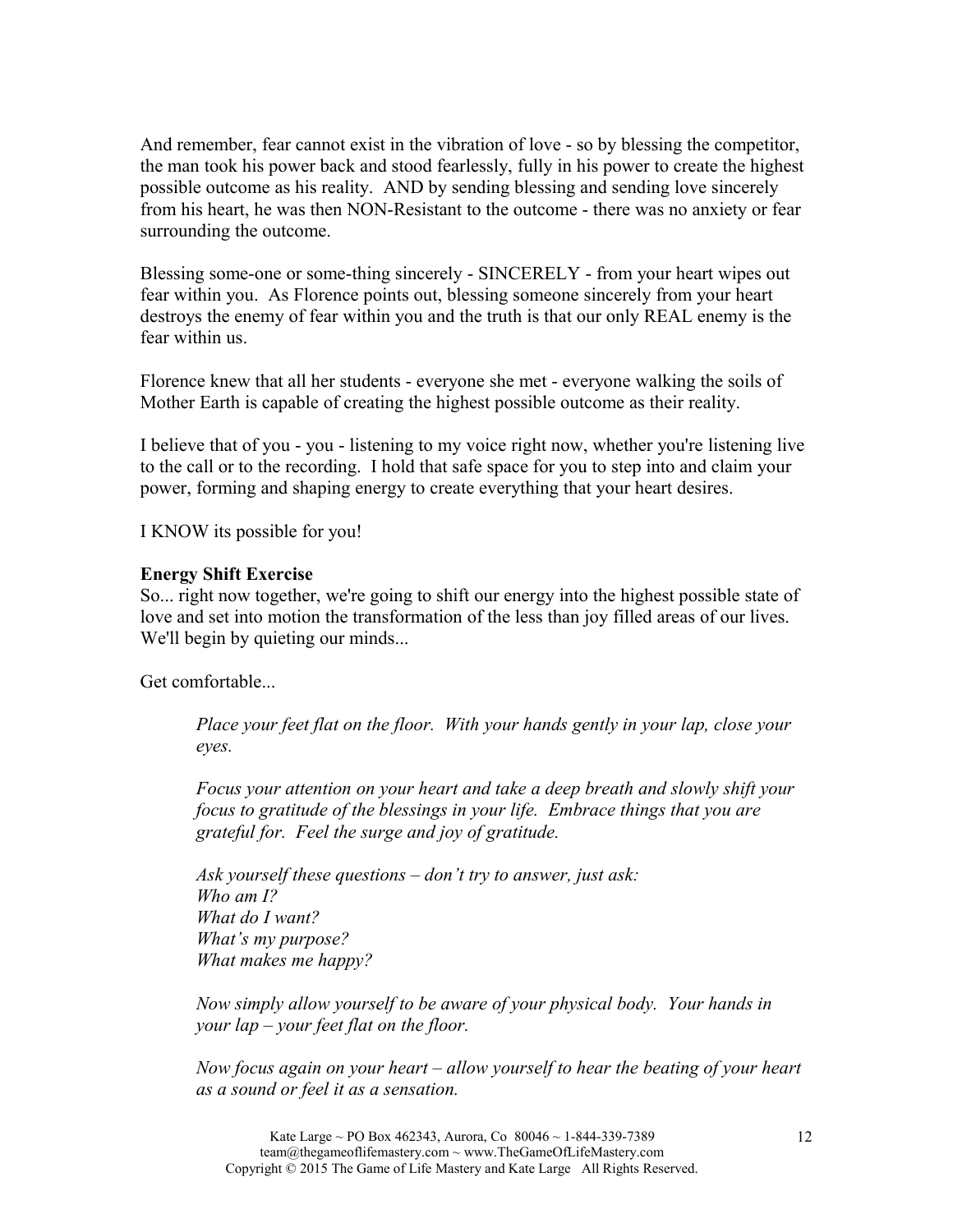And remember, fear cannot exist in the vibration of love - so by blessing the competitor, the man took his power back and stood fearlessly, fully in his power to create the highest possible outcome as his reality. AND by sending blessing and sending love sincerely from his heart, he was then NON-Resistant to the outcome - there was no anxiety or fear surrounding the outcome.

Blessing some-one or some-thing sincerely - SINCERELY - from your heart wipes out fear within you. As Florence points out, blessing someone sincerely from your heart destroys the enemy of fear within you and the truth is that our only REAL enemy is the fear within us.

Florence knew that all her students - everyone she met - everyone walking the soils of Mother Earth is capable of creating the highest possible outcome as their reality.

I believe that of you - you - listening to my voice right now, whether you're listening live to the call or to the recording. I hold that safe space for you to step into and claim your power, forming and shaping energy to create everything that your heart desires.

I KNOW its possible for you!

**Energy Shift Exercise**

So... right now together, we're going to shift our energy into the highest possible state of love and set into motion the transformation of the less than joy filled areas of our lives. We'll begin by quieting our minds...

Get comfortable...

> *Place your feet flat on the floor. With your hands gently in your lap, close your eyes.*
>
> *Focus your attention on your heart and take a deep breath and slowly shift your focus to gratitude of the blessings in your life. Embrace things that you are grateful for. Feel the surge and joy of gratitude.*
>
> *Ask yourself these questions – don't try to answer, just ask:*
> *Who am I?*
> *What do I want?*
> *What's my purpose?*
> *What makes me happy?*
>
> *Now simply allow yourself to be aware of your physical body. Your hands in your lap – your feet flat on the floor.*
>
> *Now focus again on your heart – allow yourself to hear the beating of your heart as a sound or feel it as a sensation.*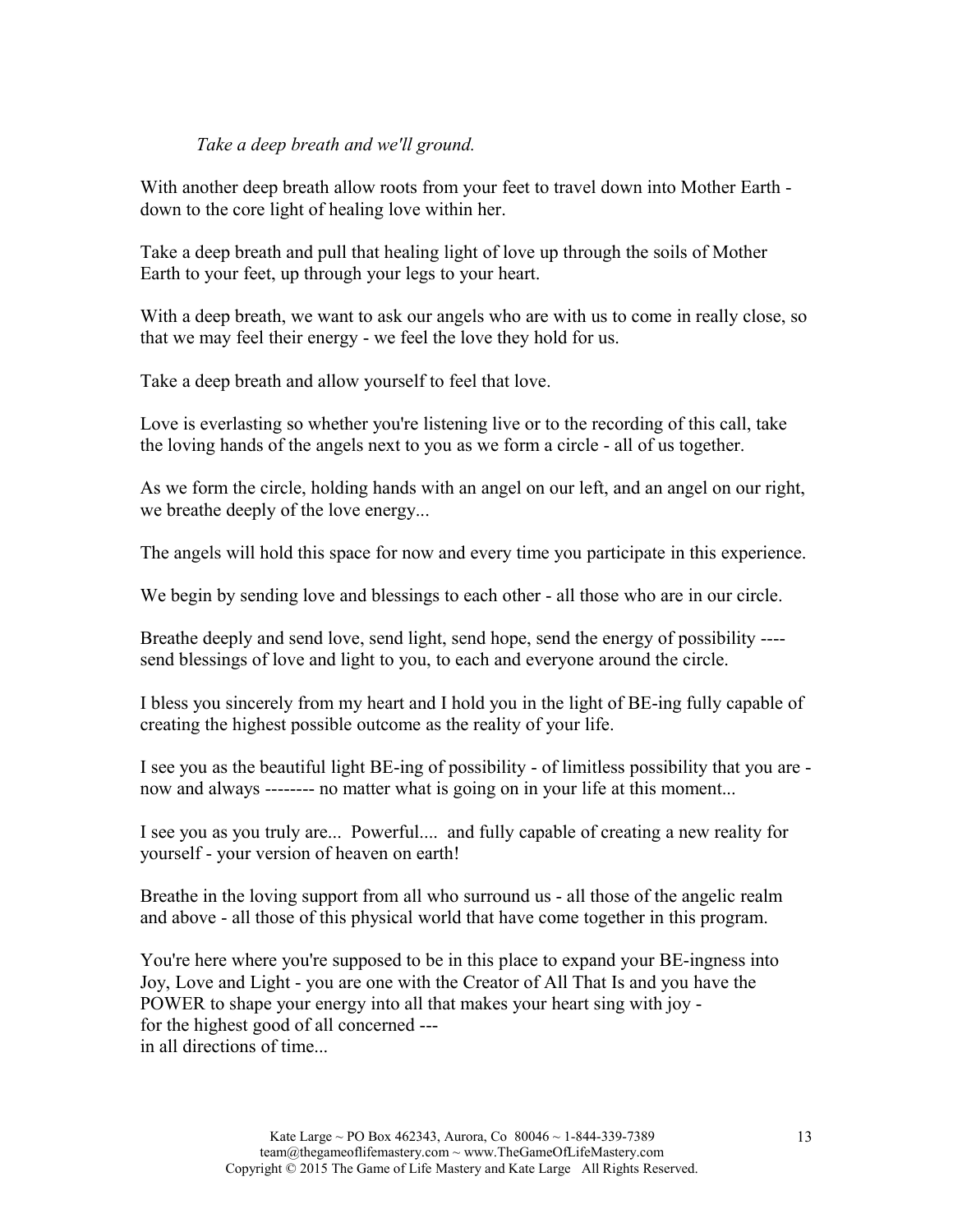*Take a deep breath and we'll ground.*

With another deep breath allow roots from your feet to travel down into Mother Earth - down to the core light of healing love within her.

Take a deep breath and pull that healing light of love up through the soils of Mother Earth to your feet, up through your legs to your heart.

With a deep breath, we want to ask our angels who are with us to come in really close, so that we may feel their energy - we feel the love they hold for us.

Take a deep breath and allow yourself to feel that love.

Love is everlasting so whether you're listening live or to the recording of this call, take the loving hands of the angels next to you as we form a circle - all of us together.

As we form the circle, holding hands with an angel on our left, and an angel on our right, we breathe deeply of the love energy...

The angels will hold this space for now and every time you participate in this experience.

We begin by sending love and blessings to each other - all those who are in our circle.

Breathe deeply and send love, send light, send hope, send the energy of possibility ---- send blessings of love and light to you, to each and everyone around the circle.

I bless you sincerely from my heart and I hold you in the light of BE-ing fully capable of creating the highest possible outcome as the reality of your life.

I see you as the beautiful light BE-ing of possibility - of limitless possibility that you are - now and always -------- no matter what is going on in your life at this moment...

I see you as you truly are... Powerful.... and fully capable of creating a new reality for yourself - your version of heaven on earth!

Breathe in the loving support from all who surround us - all those of the angelic realm and above - all those of this physical world that have come together in this program.

You're here where you're supposed to be in this place to expand your BE-ingness into Joy, Love and Light - you are one with the Creator of All That Is and you have the POWER to shape your energy into all that makes your heart sing with joy -
for the highest good of all concerned ---
in all directions of time...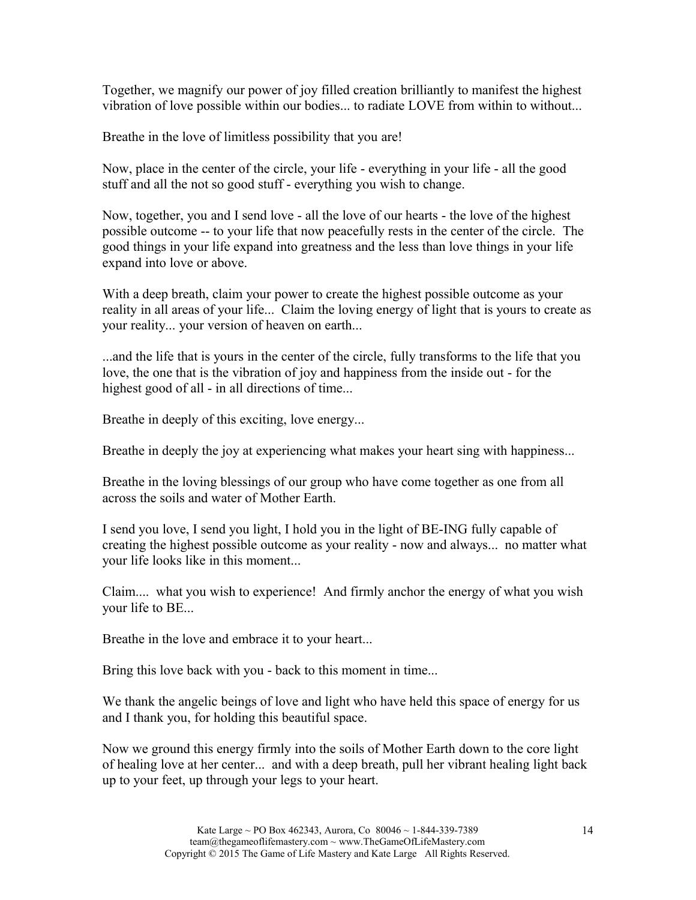Together, we magnify our power of joy filled creation brilliantly to manifest the highest vibration of love possible within our bodies... to radiate LOVE from within to without...

Breathe in the love of limitless possibility that you are!

Now, place in the center of the circle, your life - everything in your life - all the good stuff and all the not so good stuff - everything you wish to change.

Now, together, you and I send love - all the love of our hearts - the love of the highest possible outcome -- to your life that now peacefully rests in the center of the circle. The good things in your life expand into greatness and the less than love things in your life expand into love or above.

With a deep breath, claim your power to create the highest possible outcome as your reality in all areas of your life... Claim the loving energy of light that is yours to create as your reality... your version of heaven on earth...

...and the life that is yours in the center of the circle, fully transforms to the life that you love, the one that is the vibration of joy and happiness from the inside out - for the highest good of all - in all directions of time...

Breathe in deeply of this exciting, love energy...

Breathe in deeply the joy at experiencing what makes your heart sing with happiness...

Breathe in the loving blessings of our group who have come together as one from all across the soils and water of Mother Earth.

I send you love, I send you light, I hold you in the light of BE-ING fully capable of creating the highest possible outcome as your reality - now and always... no matter what your life looks like in this moment...

Claim.... what you wish to experience! And firmly anchor the energy of what you wish your life to BE...

Breathe in the love and embrace it to your heart...

Bring this love back with you - back to this moment in time...

We thank the angelic beings of love and light who have held this space of energy for us and I thank you, for holding this beautiful space.

Now we ground this energy firmly into the soils of Mother Earth down to the core light of healing love at her center... and with a deep breath, pull her vibrant healing light back up to your feet, up through your legs to your heart.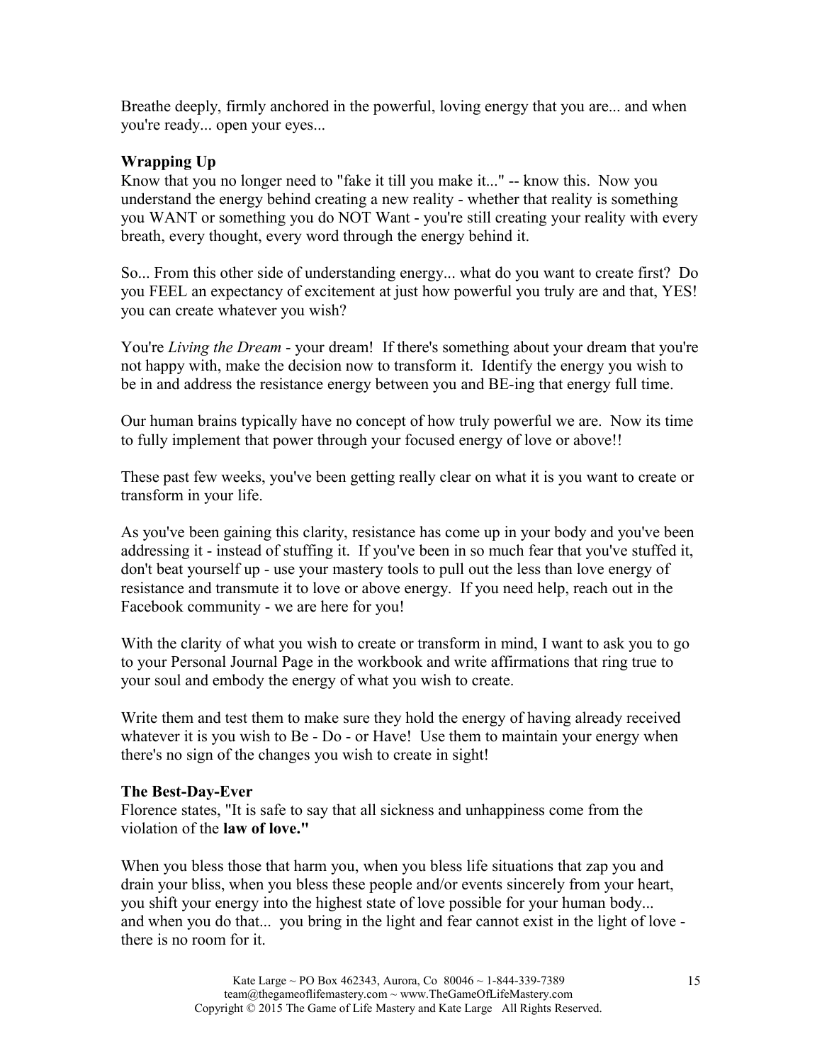Breathe deeply, firmly anchored in the powerful, loving energy that you are... and when you're ready... open your eyes...

**Wrapping Up**

Know that you no longer need to "fake it till you make it..." -- know this. Now you understand the energy behind creating a new reality - whether that reality is something you WANT or something you do NOT Want - you're still creating your reality with every breath, every thought, every word through the energy behind it.

So... From this other side of understanding energy... what do you want to create first? Do you FEEL an expectancy of excitement at just how powerful you truly are and that, YES! you can create whatever you wish?

You're *Living the Dream* - your dream! If there's something about your dream that you're not happy with, make the decision now to transform it. Identify the energy you wish to be in and address the resistance energy between you and BE-ing that energy full time.

Our human brains typically have no concept of how truly powerful we are. Now its time to fully implement that power through your focused energy of love or above!!

These past few weeks, you've been getting really clear on what it is you want to create or transform in your life.

As you've been gaining this clarity, resistance has come up in your body and you've been addressing it - instead of stuffing it. If you've been in so much fear that you've stuffed it, don't beat yourself up - use your mastery tools to pull out the less than love energy of resistance and transmute it to love or above energy. If you need help, reach out in the Facebook community - we are here for you!

With the clarity of what you wish to create or transform in mind, I want to ask you to go to your Personal Journal Page in the workbook and write affirmations that ring true to your soul and embody the energy of what you wish to create.

Write them and test them to make sure they hold the energy of having already received whatever it is you wish to Be - Do - or Have! Use them to maintain your energy when there's no sign of the changes you wish to create in sight!

**The Best-Day-Ever**

Florence states, "It is safe to say that all sickness and unhappiness come from the violation of the **law of love."**

When you bless those that harm you, when you bless life situations that zap you and drain your bliss, when you bless these people and/or events sincerely from your heart, you shift your energy into the highest state of love possible for your human body... and when you do that... you bring in the light and fear cannot exist in the light of love - there is no room for it.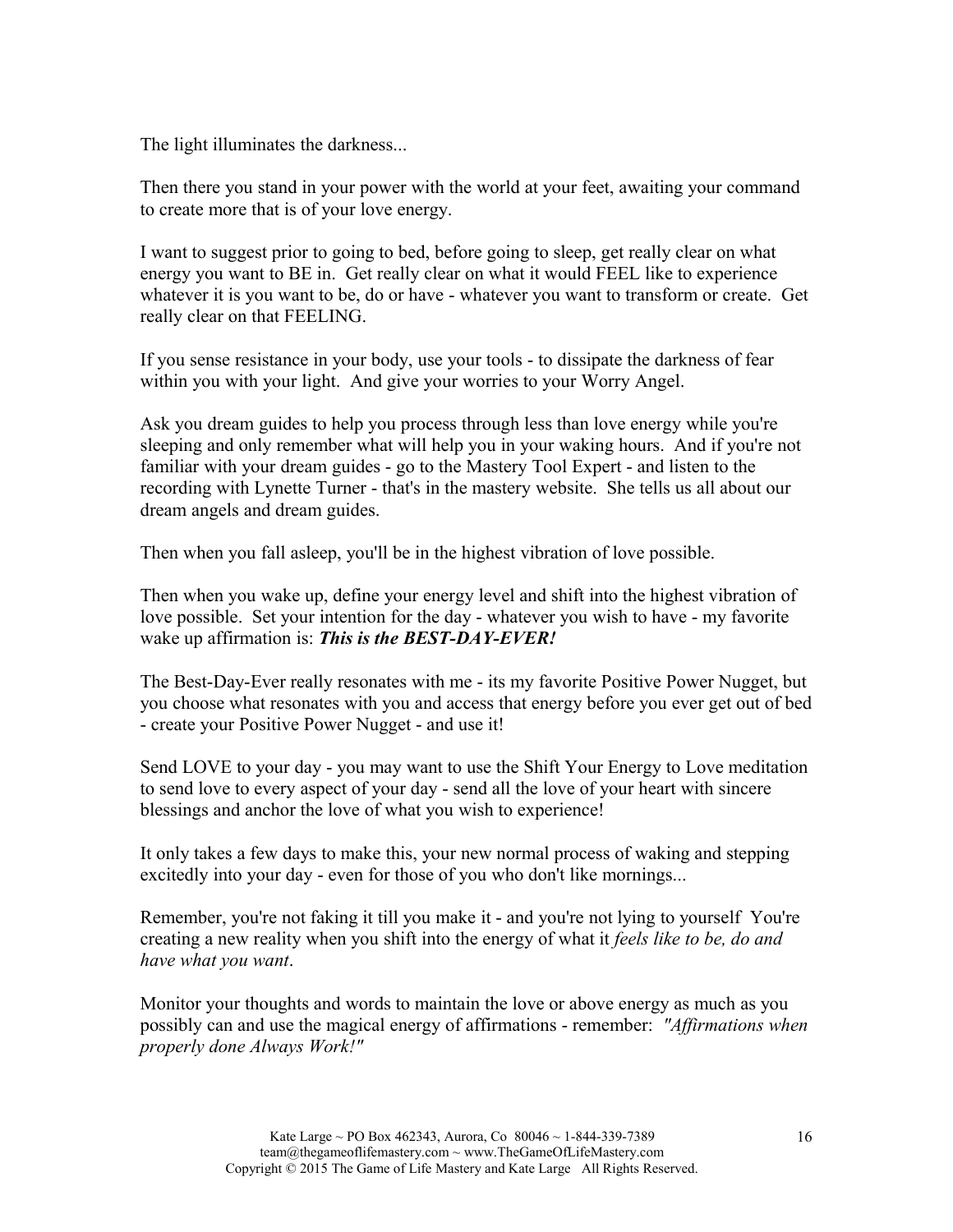The light illuminates the darkness...

Then there you stand in your power with the world at your feet, awaiting your command to create more that is of your love energy.

I want to suggest prior to going to bed, before going to sleep, get really clear on what energy you want to BE in. Get really clear on what it would FEEL like to experience whatever it is you want to be, do or have - whatever you want to transform or create. Get really clear on that FEELING.

If you sense resistance in your body, use your tools - to dissipate the darkness of fear within you with your light. And give your worries to your Worry Angel.

Ask you dream guides to help you process through less than love energy while you're sleeping and only remember what will help you in your waking hours. And if you're not familiar with your dream guides - go to the Mastery Tool Expert - and listen to the recording with Lynette Turner - that's in the mastery website. She tells us all about our dream angels and dream guides.

Then when you fall asleep, you'll be in the highest vibration of love possible.

Then when you wake up, define your energy level and shift into the highest vibration of love possible. Set your intention for the day - whatever you wish to have - my favorite wake up affirmation is: ***This is the BEST-DAY-EVER!***

The Best-Day-Ever really resonates with me - its my favorite Positive Power Nugget, but you choose what resonates with you and access that energy before you ever get out of bed - create your Positive Power Nugget - and use it!

Send LOVE to your day - you may want to use the Shift Your Energy to Love meditation to send love to every aspect of your day - send all the love of your heart with sincere blessings and anchor the love of what you wish to experience!

It only takes a few days to make this, your new normal process of waking and stepping excitedly into your day - even for those of you who don't like mornings...

Remember, you're not faking it till you make it - and you're not lying to yourself You're creating a new reality when you shift into the energy of what it *feels like to be, do and have what you want*.

Monitor your thoughts and words to maintain the love or above energy as much as you possibly can and use the magical energy of affirmations - remember: *"Affirmations when properly done Always Work!"*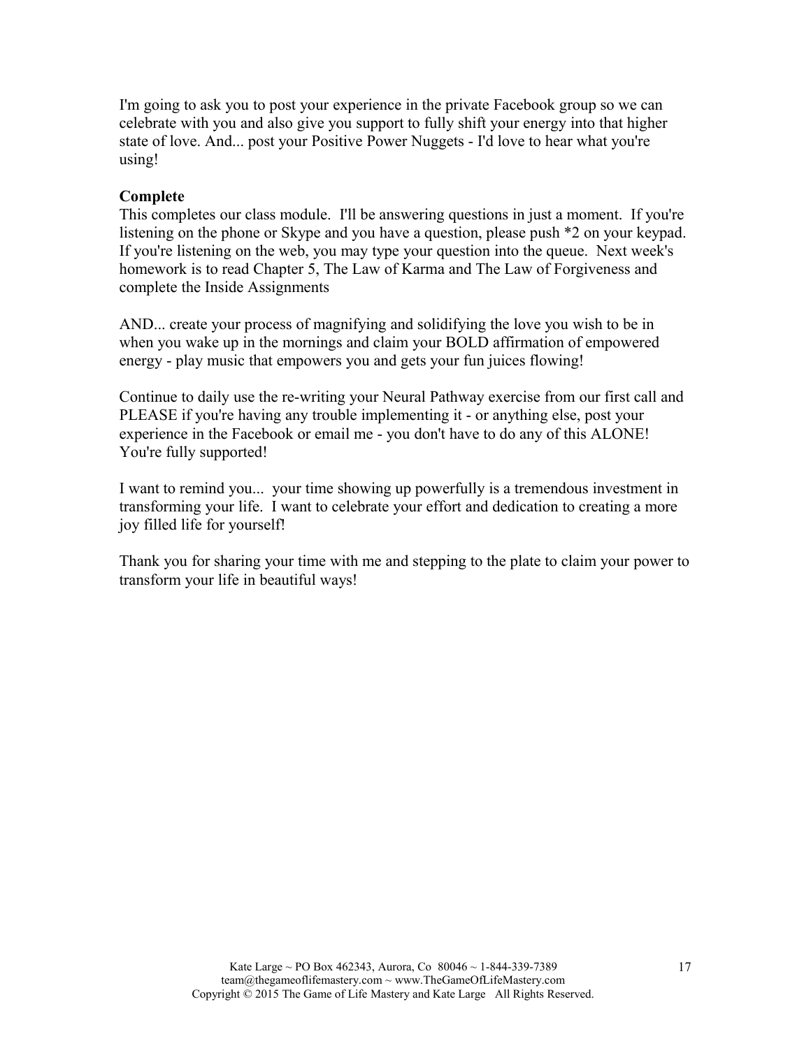I'm going to ask you to post your experience in the private Facebook group so we can celebrate with you and also give you support to fully shift your energy into that higher state of love. And... post your Positive Power Nuggets - I'd love to hear what you're using!

**Complete**

This completes our class module. I'll be answering questions in just a moment. If you're listening on the phone or Skype and you have a question, please push *2 on your keypad. If you're listening on the web, you may type your question into the queue. Next week's homework is to read Chapter 5, The Law of Karma and The Law of Forgiveness and complete the Inside Assignments

AND... create your process of magnifying and solidifying the love you wish to be in when you wake up in the mornings and claim your BOLD affirmation of empowered energy - play music that empowers you and gets your fun juices flowing!

Continue to daily use the re-writing your Neural Pathway exercise from our first call and PLEASE if you're having any trouble implementing it - or anything else, post your experience in the Facebook or email me - you don't have to do any of this ALONE! You're fully supported!

I want to remind you... your time showing up powerfully is a tremendous investment in transforming your life. I want to celebrate your effort and dedication to creating a more joy filled life for yourself!

Thank you for sharing your time with me and stepping to the plate to claim your power to transform your life in beautiful ways!